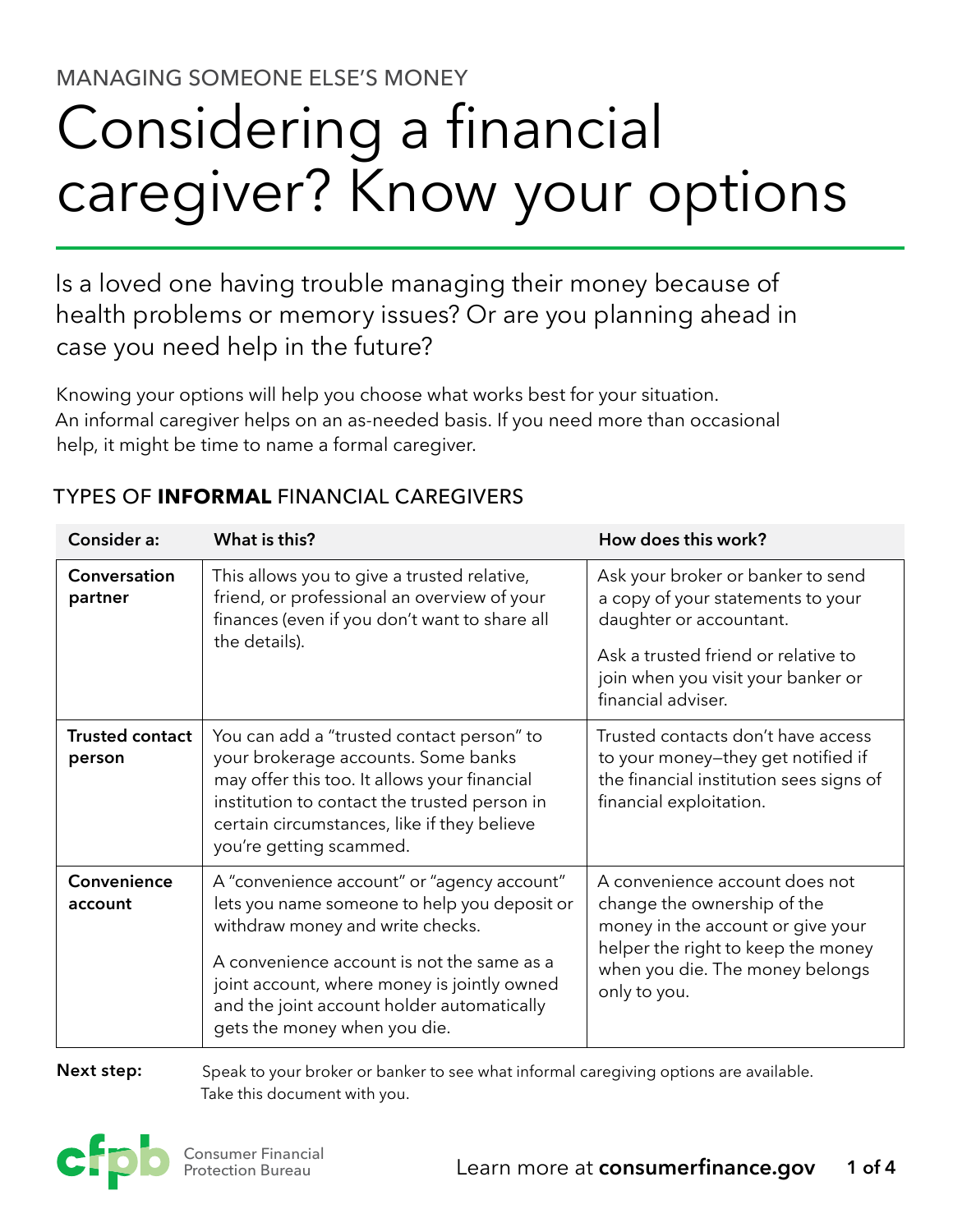MANAGING SOMEONE ELSE'S MONEY

# Considering a financial caregiver? Know your options

Is a loved one having trouble managing their money because of health problems or memory issues? Or are you planning ahead in case you need help in the future?

Knowing your options will help you choose what works best for your situation. An informal caregiver helps on an as-needed basis. If you need more than occasional help, it might be time to name a formal caregiver.

## TYPES OF **INFORMAL** FINANCIAL CAREGIVERS

| Consider a: | What is this? | How does this work? |
|---|---|---|
| **Conversation partner** | This allows you to give a trusted relative, friend, or professional an overview of your finances (even if you don't want to share all the details). | Ask your broker or banker to send a copy of your statements to your daughter or accountant.<br><br>Ask a trusted friend or relative to join when you visit your banker or financial adviser. |
| **Trusted contact person** | You can add a "trusted contact person" to your brokerage accounts. Some banks may offer this too. It allows your financial institution to contact the trusted person in certain circumstances, like if they believe you're getting scammed. | Trusted contacts don't have access to your money—they get notified if the financial institution sees signs of financial exploitation. |
| **Convenience account** | A "convenience account" or "agency account" lets you name someone to help you deposit or withdraw money and write checks.<br><br>A convenience account is not the same as a joint account, where money is jointly owned and the joint account holder automatically gets the money when you die. | A convenience account does not change the ownership of the money in the account or give your helper the right to keep the money when you die. The money belongs only to you. |

**Next step:** Speak to your broker or banker to see what informal caregiving options are available. Take this document with you.

Consumer Financial Protection Bureau

Learn more at **consumerfinance.gov**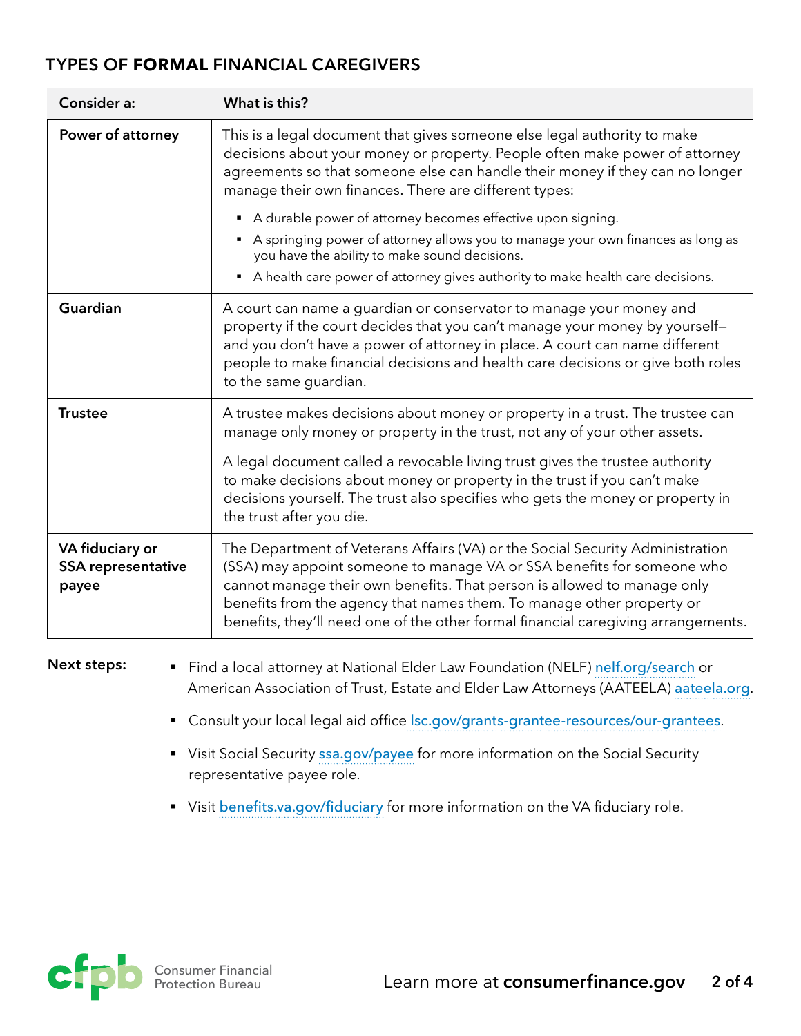## TYPES OF **FORMAL** FINANCIAL CAREGIVERS

| Consider a: | What is this? |
|---|---|
| **Power of attorney** | This is a legal document that gives someone else legal authority to make decisions about your money or property. People often make power of attorney agreements so that someone else can handle their money if they can no longer manage their own finances. There are different types:<br>▪ A durable power of attorney becomes effective upon signing.<br>▪ A springing power of attorney allows you to manage your own finances as long as you have the ability to make sound decisions.<br>▪ A health care power of attorney gives authority to make health care decisions. |
| **Guardian** | A court can name a guardian or conservator to manage your money and property if the court decides that you can't manage your money by yourself—and you don't have a power of attorney in place. A court can name different people to make financial decisions and health care decisions or give both roles to the same guardian. |
| **Trustee** | A trustee makes decisions about money or property in a trust. The trustee can manage only money or property in the trust, not any of your other assets.<br><br>A legal document called a revocable living trust gives the trustee authority to make decisions about money or property in the trust if you can't make decisions yourself. The trust also specifies who gets the money or property in the trust after you die. |
| **VA fiduciary or SSA representative payee** | The Department of Veterans Affairs (VA) or the Social Security Administration (SSA) may appoint someone to manage VA or SSA benefits for someone who cannot manage their own benefits. That person is allowed to manage only benefits from the agency that names them. To manage other property or benefits, they'll need one of the other formal financial caregiving arrangements. |

**Next steps:**

- Find a local attorney at National Elder Law Foundation (NELF) nelf.org/search or American Association of Trust, Estate and Elder Law Attorneys (AATEELA) aateela.org.
- Consult your local legal aid office lsc.gov/grants-grantee-resources/our-grantees.
- Visit Social Security ssa.gov/payee for more information on the Social Security representative payee role.
- Visit benefits.va.gov/fiduciary for more information on the VA fiduciary role.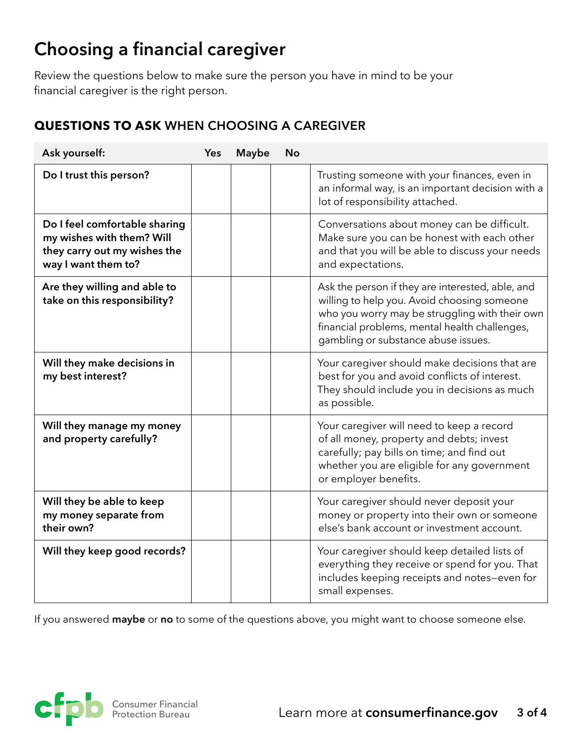# Choosing a financial caregiver

Review the questions below to make sure the person you have in mind to be your financial caregiver is the right person.

## **QUESTIONS TO ASK** WHEN CHOOSING A CAREGIVER

| Ask yourself: | Yes | Maybe | No | |
|---|---|---|---|---|
| **Do I trust this person?** | | | | Trusting someone with your finances, even in an informal way, is an important decision with a lot of responsibility attached. |
| **Do I feel comfortable sharing my wishes with them? Will they carry out my wishes the way I want them to?** | | | | Conversations about money can be difficult. Make sure you can be honest with each other and that you will be able to discuss your needs and expectations. |
| **Are they willing and able to take on this responsibility?** | | | | Ask the person if they are interested, able, and willing to help you. Avoid choosing someone who you worry may be struggling with their own financial problems, mental health challenges, gambling or substance abuse issues. |
| **Will they make decisions in my best interest?** | | | | Your caregiver should make decisions that are best for you and avoid conflicts of interest. They should include you in decisions as much as possible. |
| **Will they manage my money and property carefully?** | | | | Your caregiver will need to keep a record of all money, property and debts; invest carefully; pay bills on time; and find out whether you are eligible for any government or employer benefits. |
| **Will they be able to keep my money separate from their own?** | | | | Your caregiver should never deposit your money or property into their own or someone else's bank account or investment account. |
| **Will they keep good records?** | | | | Your caregiver should keep detailed lists of everything they receive or spend for you. That includes keeping receipts and notes—even for small expenses. |

If you answered **maybe** or **no** to some of the questions above, you might want to choose someone else.

Consumer Financial Protection Bureau

Learn more at **consumerfinance.gov**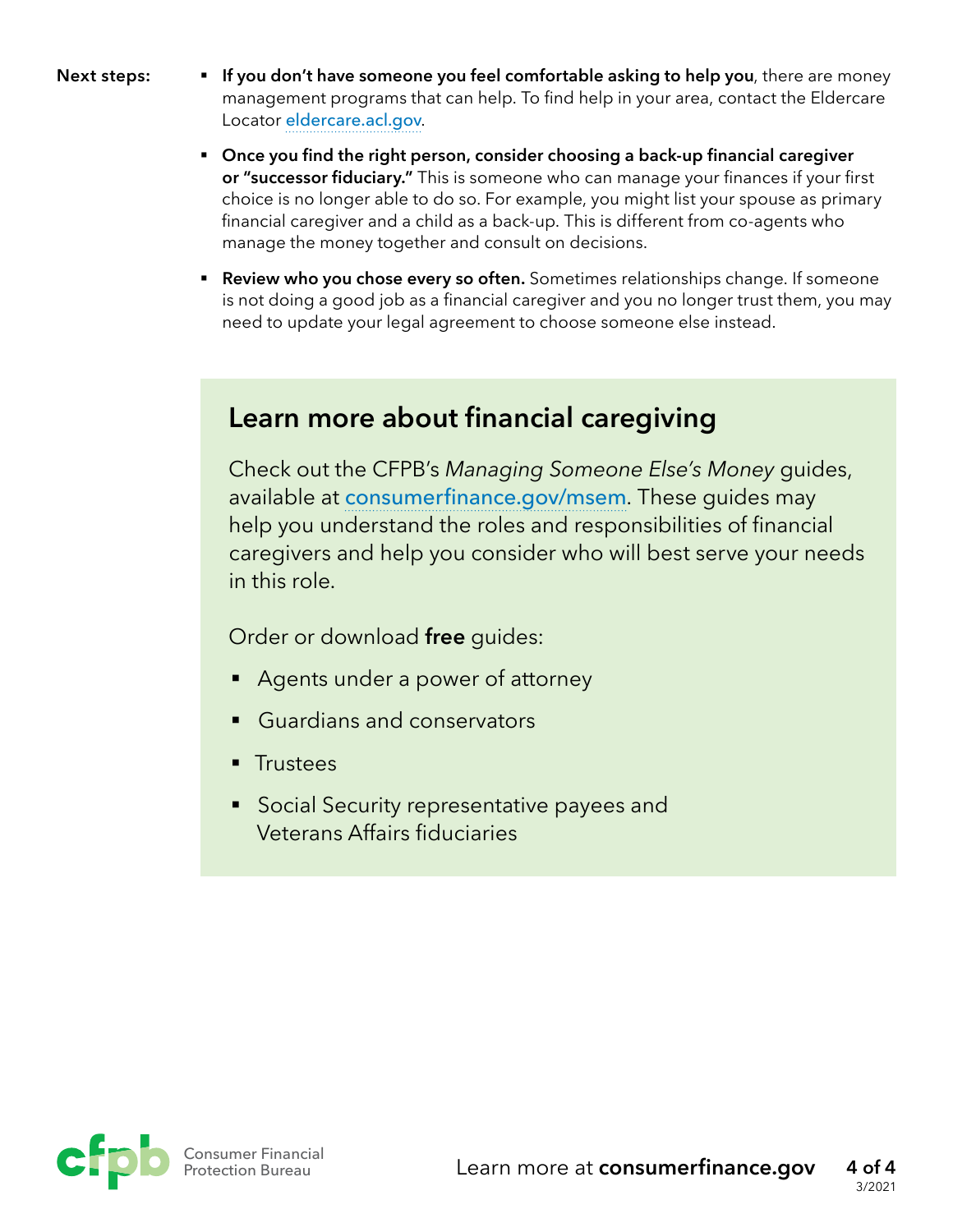**Next steps:**

- **If you don't have someone you feel comfortable asking to help you**, there are money management programs that can help. To find help in your area, contact the Eldercare Locator eldercare.acl.gov.
- **Once you find the right person, consider choosing a back-up financial caregiver or "successor fiduciary."** This is someone who can manage your finances if your first choice is no longer able to do so. For example, you might list your spouse as primary financial caregiver and a child as a back-up. This is different from co-agents who manage the money together and consult on decisions.
- **Review who you chose every so often.** Sometimes relationships change. If someone is not doing a good job as a financial caregiver and you no longer trust them, you may need to update your legal agreement to choose someone else instead.

## Learn more about financial caregiving

Check out the CFPB's *Managing Someone Else's Money* guides, available at consumerfinance.gov/msem. These guides may help you understand the roles and responsibilities of financial caregivers and help you consider who will best serve your needs in this role.

Order or download **free** guides:

- Agents under a power of attorney
- Guardians and conservators
- Trustees
- Social Security representative payees and Veterans Affairs fiduciaries

Consumer Financial Protection Bureau

Learn more at **consumerfinance.gov**

3/2021